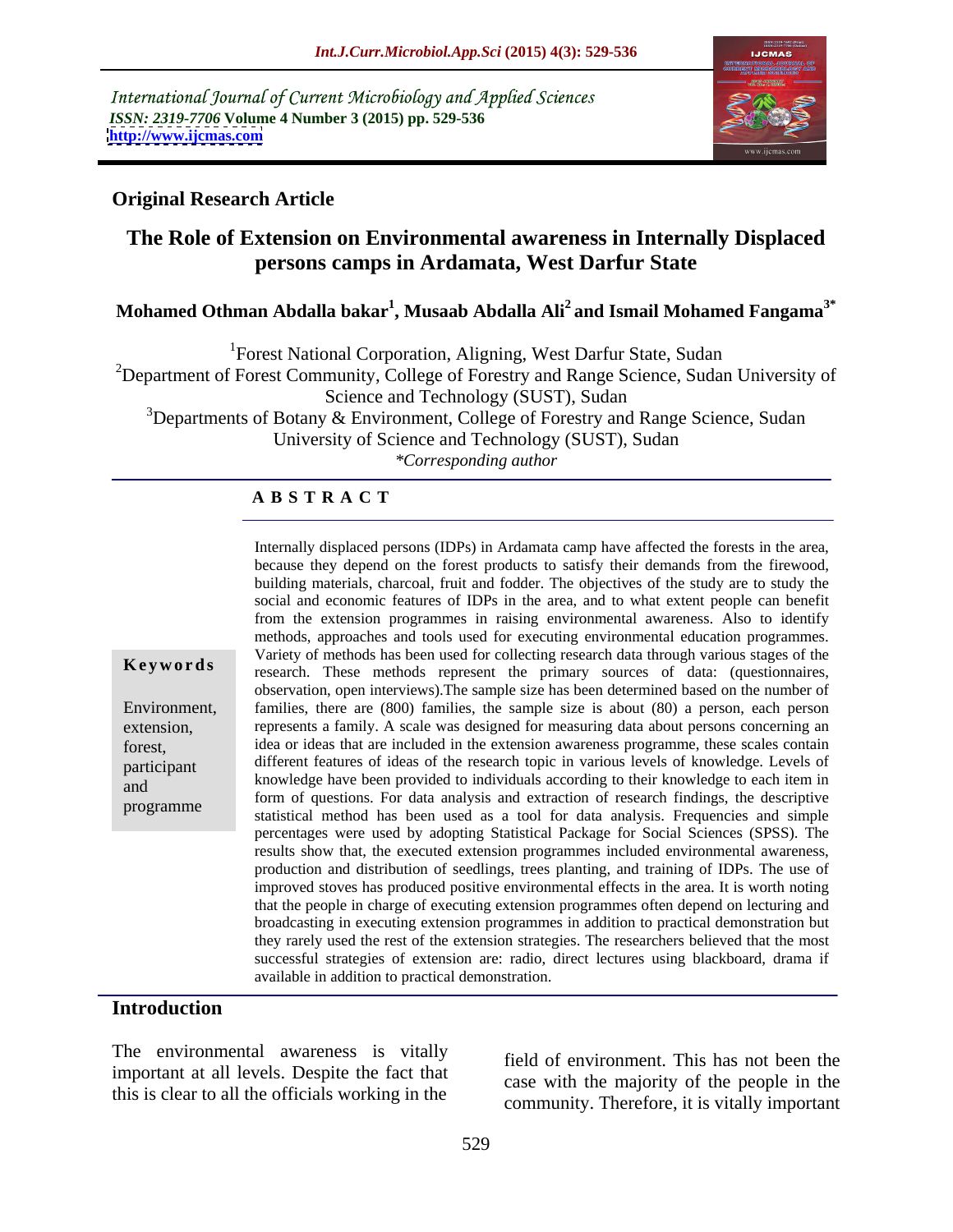International Journal of Current Microbiology and Applied Sciences
*ISSN: 2319-7706* **Volume 4 Number 3 (2015) pp. 529-536**
**http://www.ijcmas.com**

**Original Research Article**

# The Role of Extension on Environmental awareness in Internally Displaced persons camps in Ardamata, West Darfur State

**Mohamed Othman Abdalla bakar[1], Musaab Abdalla Ali[2] and Ismail Mohamed Fangama[3*]**

[1]Forest National Corporation, Aligning, West Darfur State, Sudan
[2]Department of Forest Community, College of Forestry and Range Science, Sudan University of Science and Technology (SUST), Sudan
[3]Departments of Botany & Environment, College of Forestry and Range Science, Sudan University of Science and Technology (SUST), Sudan
*\*Corresponding author*

## A B S T R A C T

**Keywords**

Environment, extension, forest, participant and programme

Internally displaced persons (IDPs) in Ardamata camp have affected the forests in the area, because they depend on the forest products to satisfy their demands from the firewood, building materials, charcoal, fruit and fodder. The objectives of the study are to study the social and economic features of IDPs in the area, and to what extent people can benefit from the extension programmes in raising environmental awareness. Also to identify methods, approaches and tools used for executing environmental education programmes. Variety of methods has been used for collecting research data through various stages of the research. These methods represent the primary sources of data: (questionnaires, observation, open interviews).The sample size has been determined based on the number of families, there are (800) families, the sample size is about (80) a person, each person represents a family. A scale was designed for measuring data about persons concerning an idea or ideas that are included in the extension awareness programme, these scales contain different features of ideas of the research topic in various levels of knowledge. Levels of knowledge have been provided to individuals according to their knowledge to each item in form of questions. For data analysis and extraction of research findings, the descriptive statistical method has been used as a tool for data analysis. Frequencies and simple percentages were used by adopting Statistical Package for Social Sciences (SPSS). The results show that, the executed extension programmes included environmental awareness, production and distribution of seedlings, trees planting, and training of IDPs. The use of improved stoves has produced positive environmental effects in the area. It is worth noting that the people in charge of executing extension programmes often depend on lecturing and broadcasting in executing extension programmes in addition to practical demonstration but they rarely used the rest of the extension strategies. The researchers believed that the most successful strategies of extension are: radio, direct lectures using blackboard, drama if available in addition to practical demonstration.

## Introduction

The environmental awareness is vitally important at all levels. Despite the fact that this is clear to all the officials working in the field of environment. This has not been the case with the majority of the people in the community. Therefore, it is vitally important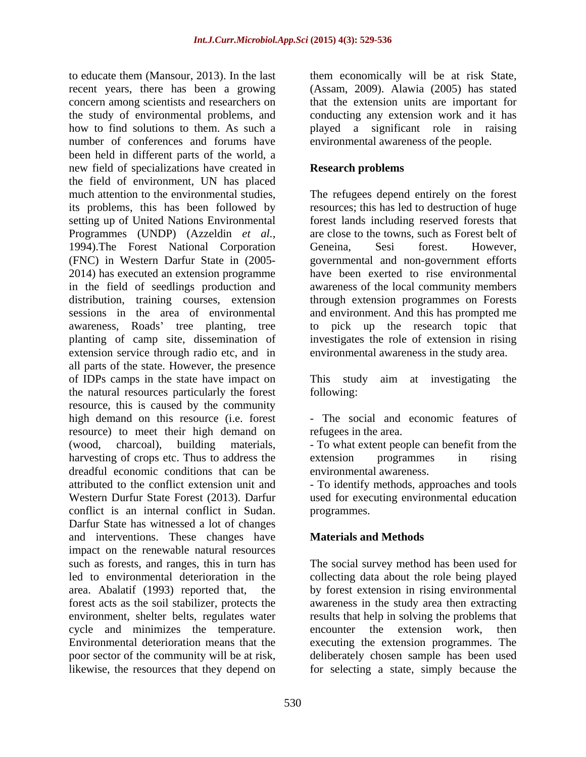to educate them (Mansour, 2013). In the last recent years, there has been a growing concern among scientists and researchers on the study of environmental problems, and how to find solutions to them. As such a number of conferences and forums have been held in different parts of the world, a new field of specializations have created in the field of environment, UN has placed much attention to the environmental studies, its problems, this has been followed by setting up of United Nations Environmental Programmes (UNDP) (Azzeldin *et al.*, 1994).The Forest National Corporation (FNC) in Western Darfur State in (2005-2014) has executed an extension programme in the field of seedlings production and distribution, training courses, extension sessions in the area of environmental awareness, Roads' tree planting, tree planting of camp site, dissemination of extension service through radio etc, and in all parts of the state. However, the presence of IDPs camps in the state have impact on the natural resources particularly the forest resource, this is caused by the community high demand on this resource (i.e. forest resource) to meet their high demand on (wood, charcoal), building materials, harvesting of crops etc. Thus to address the dreadful economic conditions that can be attributed to the conflict extension unit and Western Durfur State Forest (2013). Darfur conflict is an internal conflict in Sudan. Darfur State has witnessed a lot of changes and interventions. These changes have impact on the renewable natural resources such as forests, and ranges, this in turn has led to environmental deterioration in the area. Abalatif (1993) reported that, the forest acts as the soil stabilizer, protects the environment, shelter belts, regulates water cycle and minimizes the temperature. Environmental deterioration means that the poor sector of the community will be at risk, likewise, the resources that they depend on them economically will be at risk State, (Assam, 2009). Alawia (2005) has stated that the extension units are important for conducting any extension work and it has played a significant role in raising environmental awareness of the people.

## Research problems

The refugees depend entirely on the forest resources; this has led to destruction of huge forest lands including reserved forests that are close to the towns, such as Forest belt of Geneina, Sesi forest. However, governmental and non-government efforts have been exerted to rise environmental awareness of the local community members through extension programmes on Forests and environment. And this has prompted me to pick up the research topic that investigates the role of extension in rising environmental awareness in the study area.

This study aim at investigating the following:

- The social and economic features of refugees in the area.
- To what extent people can benefit from the extension programmes in rising environmental awareness.
- To identify methods, approaches and tools used for executing environmental education programmes.

## Materials and Methods

The social survey method has been used for collecting data about the role being played by forest extension in rising environmental awareness in the study area then extracting results that help in solving the problems that encounter the extension work, then executing the extension programmes. The deliberately chosen sample has been used for selecting a state, simply because the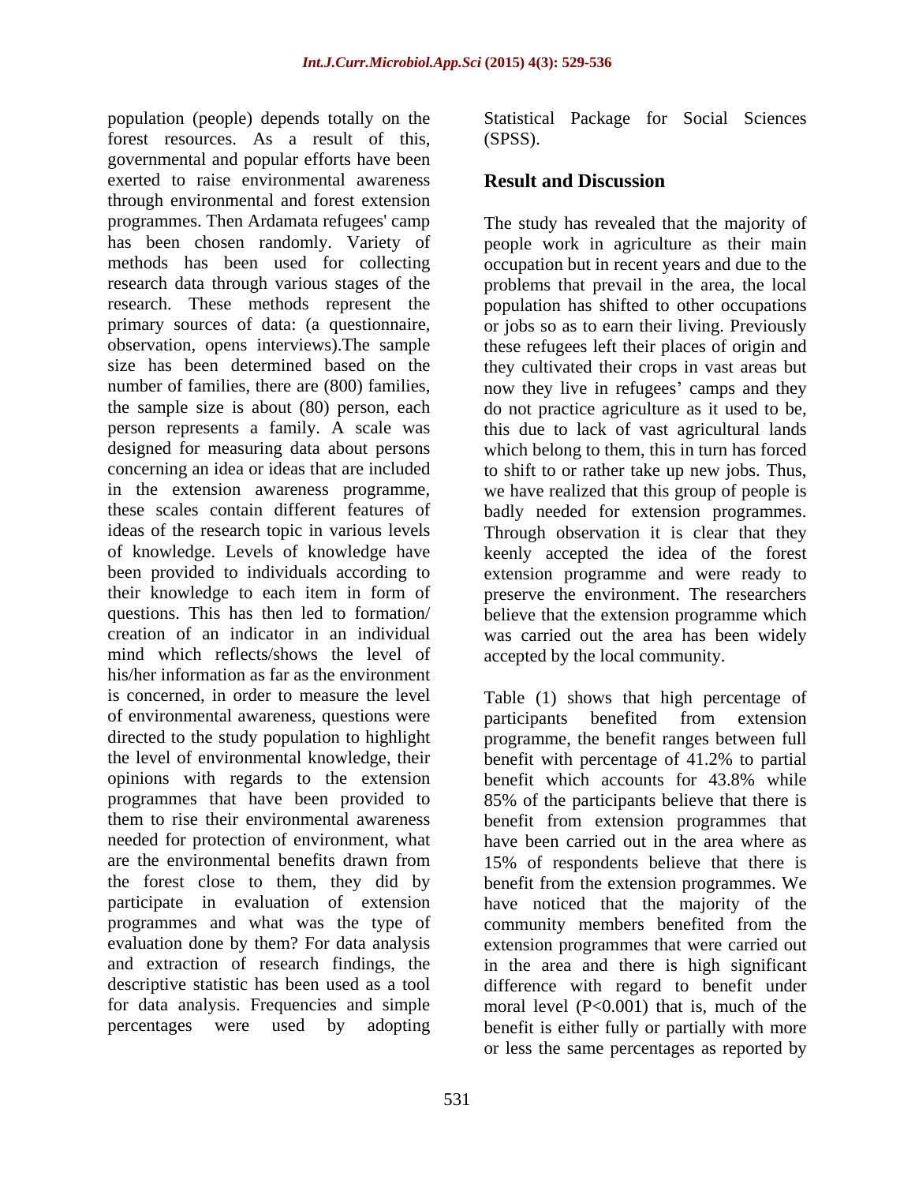population (people) depends totally on the forest resources. As a result of this, governmental and popular efforts have been exerted to raise environmental awareness through environmental and forest extension programmes. Then Ardamata refugees' camp has been chosen randomly. Variety of methods has been used for collecting research data through various stages of the research. These methods represent the primary sources of data: (a questionnaire, observation, opens interviews).The sample size has been determined based on the number of families, there are (800) families, the sample size is about (80) person, each person represents a family. A scale was designed for measuring data about persons concerning an idea or ideas that are included in the extension awareness programme, these scales contain different features of ideas of the research topic in various levels of knowledge. Levels of knowledge have been provided to individuals according to their knowledge to each item in form of questions. This has then led to formation/ creation of an indicator in an individual mind which reflects/shows the level of his/her information as far as the environment is concerned, in order to measure the level of environmental awareness, questions were directed to the study population to highlight the level of environmental knowledge, their opinions with regards to the extension programmes that have been provided to them to rise their environmental awareness needed for protection of environment, what are the environmental benefits drawn from the forest close to them, they did by participate in evaluation of extension programmes and what was the type of evaluation done by them? For data analysis and extraction of research findings, the descriptive statistic has been used as a tool for data analysis. Frequencies and simple percentages were used by adopting Statistical Package for Social Sciences (SPSS).

## Result and Discussion

The study has revealed that the majority of people work in agriculture as their main occupation but in recent years and due to the problems that prevail in the area, the local population has shifted to other occupations or jobs so as to earn their living. Previously these refugees left their places of origin and they cultivated their crops in vast areas but now they live in refugees' camps and they do not practice agriculture as it used to be, this due to lack of vast agricultural lands which belong to them, this in turn has forced to shift to or rather take up new jobs. Thus, we have realized that this group of people is badly needed for extension programmes. Through observation it is clear that they keenly accepted the idea of the forest extension programme and were ready to preserve the environment. The researchers believe that the extension programme which was carried out the area has been widely accepted by the local community.

Table (1) shows that high percentage of participants benefited from extension programme, the benefit ranges between full benefit with percentage of 41.2% to partial benefit which accounts for 43.8% while 85% of the participants believe that there is benefit from extension programmes that have been carried out in the area where as 15% of respondents believe that there is benefit from the extension programmes. We have noticed that the majority of the community members benefited from the extension programmes that were carried out in the area and there is high significant difference with regard to benefit under moral level ($P<0.001$) that is, much of the benefit is either fully or partially with more or less the same percentages as reported by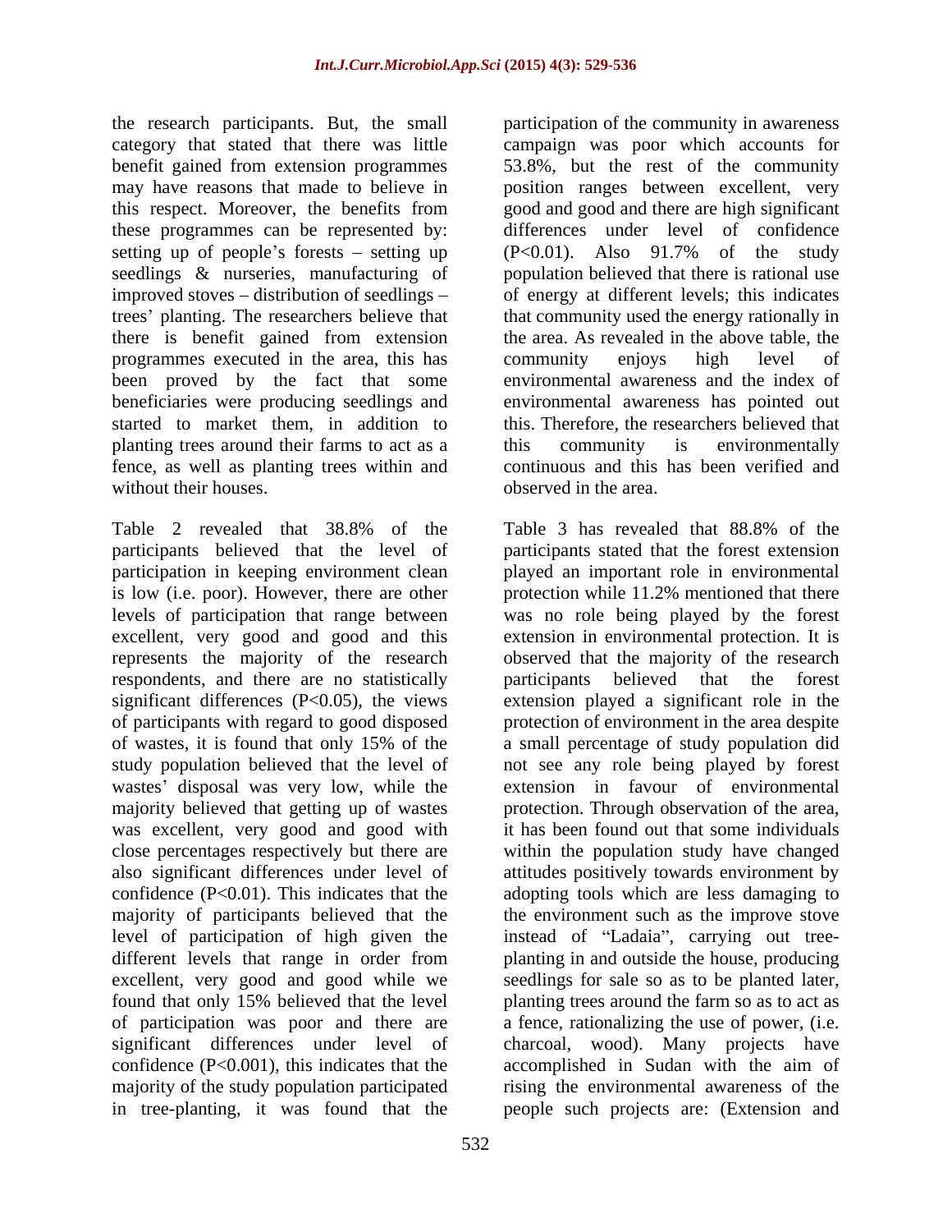the research participants. But, the small category that stated that there was little benefit gained from extension programmes may have reasons that made to believe in this respect. Moreover, the benefits from these programmes can be represented by: setting up of people's forests – setting up seedlings & nurseries, manufacturing of improved stoves – distribution of seedlings – trees' planting. The researchers believe that there is benefit gained from extension programmes executed in the area, this has been proved by the fact that some beneficiaries were producing seedlings and started to market them, in addition to planting trees around their farms to act as a fence, as well as planting trees within and without their houses.

Table 2 revealed that 38.8% of the participants believed that the level of participation in keeping environment clean is low (i.e. poor). However, there are other levels of participation that range between excellent, very good and good and this represents the majority of the research respondents, and there are no statistically significant differences ($P<0.05$), the views of participants with regard to good disposed of wastes, it is found that only 15% of the study population believed that the level of wastes' disposal was very low, while the majority believed that getting up of wastes was excellent, very good and good with close percentages respectively but there are also significant differences under level of confidence ($P<0.01$). This indicates that the majority of participants believed that the level of participation of high given the different levels that range in order from excellent, very good and good while we found that only 15% believed that the level of participation was poor and there are significant differences under level of confidence ($P<0.001$), this indicates that the majority of the study population participated in tree-planting, it was found that the participation of the community in awareness campaign was poor which accounts for 53.8%, but the rest of the community position ranges between excellent, very good and good and there are high significant differences under level of confidence ($P<0.01$). Also 91.7% of the study population believed that there is rational use of energy at different levels; this indicates that community used the energy rationally in the area. As revealed in the above table, the community enjoys high level of environmental awareness and the index of environmental awareness has pointed out this. Therefore, the researchers believed that this community is environmentally continuous and this has been verified and observed in the area.

Table 3 has revealed that 88.8% of the participants stated that the forest extension played an important role in environmental protection while 11.2% mentioned that there was no role being played by the forest extension in environmental protection. It is observed that the majority of the research participants believed that the forest extension played a significant role in the protection of environment in the area despite a small percentage of study population did not see any role being played by forest extension in favour of environmental protection. Through observation of the area, it has been found out that some individuals within the population study have changed attitudes positively towards environment by adopting tools which are less damaging to the environment such as the improve stove instead of "Ladaia", carrying out tree-planting in and outside the house, producing seedlings for sale so as to be planted later, planting trees around the farm so as to act as a fence, rationalizing the use of power, (i.e. charcoal, wood). Many projects have accomplished in Sudan with the aim of rising the environmental awareness of the people such projects are: (Extension and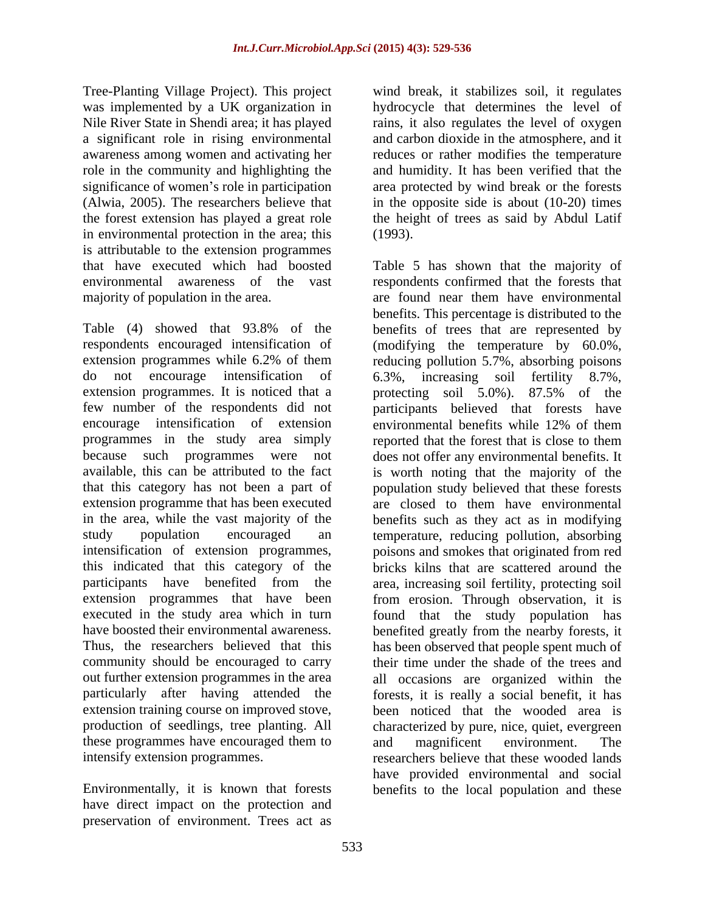Tree-Planting Village Project). This project was implemented by a UK organization in Nile River State in Shendi area; it has played a significant role in rising environmental awareness among women and activating her role in the community and highlighting the significance of women's role in participation (Alwia, 2005). The researchers believe that the forest extension has played a great role in environmental protection in the area; this is attributable to the extension programmes that have executed which had boosted environmental awareness of the vast majority of population in the area.

Table (4) showed that 93.8% of the respondents encouraged intensification of extension programmes while 6.2% of them do not encourage intensification of extension programmes. It is noticed that a few number of the respondents did not encourage intensification of extension programmes in the study area simply because such programmes were not available, this can be attributed to the fact that this category has not been a part of extension programme that has been executed in the area, while the vast majority of the study population encouraged an intensification of extension programmes, this indicated that this category of the participants have benefited from the extension programmes that have been executed in the study area which in turn have boosted their environmental awareness. Thus, the researchers believed that this community should be encouraged to carry out further extension programmes in the area particularly after having attended the extension training course on improved stove, production of seedlings, tree planting. All these programmes have encouraged them to intensify extension programmes.

Environmentally, it is known that forests have direct impact on the protection and preservation of environment. Trees act as wind break, it stabilizes soil, it regulates hydrocycle that determines the level of rains, it also regulates the level of oxygen and carbon dioxide in the atmosphere, and it reduces or rather modifies the temperature and humidity. It has been verified that the area protected by wind break or the forests in the opposite side is about (10-20) times the height of trees as said by Abdul Latif (1993).

Table 5 has shown that the majority of respondents confirmed that the forests that are found near them have environmental benefits. This percentage is distributed to the benefits of trees that are represented by (modifying the temperature by 60.0%, reducing pollution 5.7%, absorbing poisons 6.3%, increasing soil fertility 8.7%, protecting soil 5.0%). 87.5% of the participants believed that forests have environmental benefits while 12% of them reported that the forest that is close to them does not offer any environmental benefits. It is worth noting that the majority of the population study believed that these forests are closed to them have environmental benefits such as they act as in modifying temperature, reducing pollution, absorbing poisons and smokes that originated from red bricks kilns that are scattered around the area, increasing soil fertility, protecting soil from erosion. Through observation, it is found that the study population has benefited greatly from the nearby forests, it has been observed that people spent much of their time under the shade of the trees and all occasions are organized within the forests, it is really a social benefit, it has been noticed that the wooded area is characterized by pure, nice, quiet, evergreen and magnificent environment. The researchers believe that these wooded lands have provided environmental and social benefits to the local population and these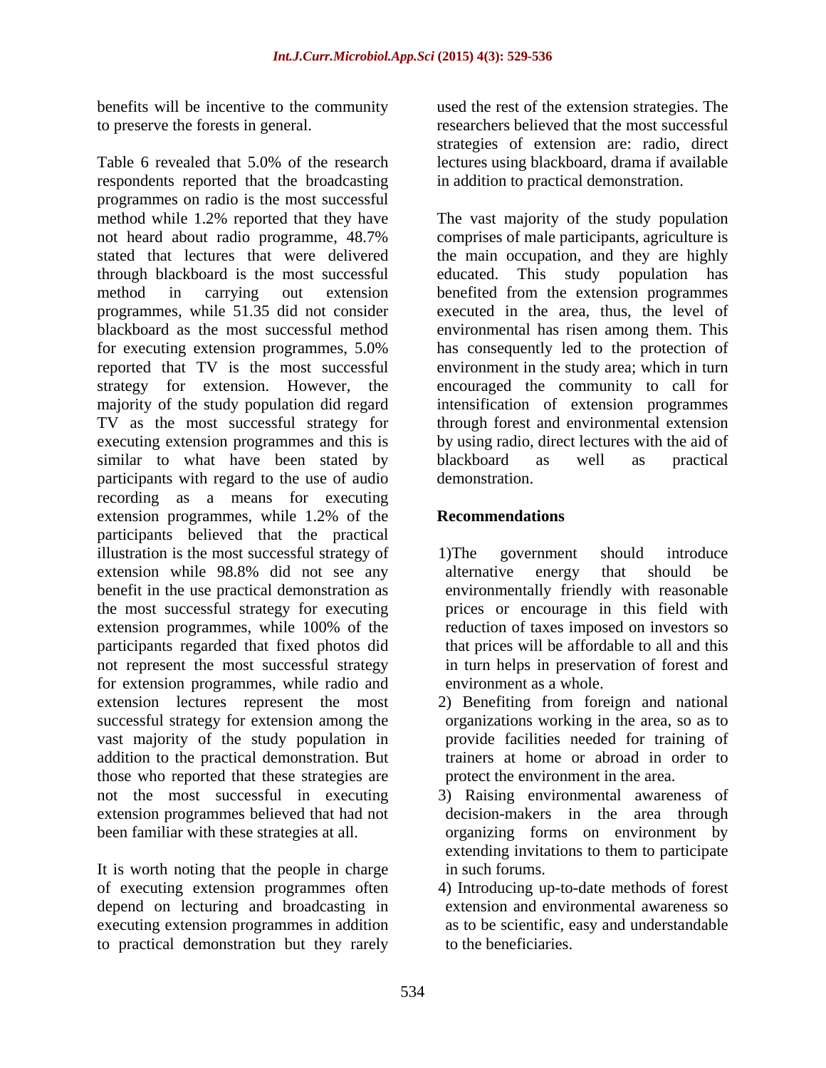benefits will be incentive to the community to preserve the forests in general.

Table 6 revealed that 5.0% of the research respondents reported that the broadcasting programmes on radio is the most successful method while 1.2% reported that they have not heard about radio programme, 48.7% stated that lectures that were delivered through blackboard is the most successful method in carrying out extension programmes, while 51.35 did not consider blackboard as the most successful method for executing extension programmes, 5.0% reported that TV is the most successful strategy for extension. However, the majority of the study population did regard TV as the most successful strategy for executing extension programmes and this is similar to what have been stated by participants with regard to the use of audio recording as a means for executing extension programmes, while 1.2% of the participants believed that the practical illustration is the most successful strategy of extension while 98.8% did not see any benefit in the use practical demonstration as the most successful strategy for executing extension programmes, while 100% of the participants regarded that fixed photos did not represent the most successful strategy for extension programmes, while radio and extension lectures represent the most successful strategy for extension among the vast majority of the study population in addition to the practical demonstration. But those who reported that these strategies are not the most successful in executing extension programmes believed that had not been familiar with these strategies at all.

It is worth noting that the people in charge of executing extension programmes often depend on lecturing and broadcasting in executing extension programmes in addition to practical demonstration but they rarely used the rest of the extension strategies. The researchers believed that the most successful strategies of extension are: radio, direct lectures using blackboard, drama if available in addition to practical demonstration.

The vast majority of the study population comprises of male participants, agriculture is the main occupation, and they are highly educated. This study population has benefited from the extension programmes executed in the area, thus, the level of environmental has risen among them. This has consequently led to the protection of environment in the study area; which in turn encouraged the community to call for intensification of extension programmes through forest and environmental extension by using radio, direct lectures with the aid of blackboard as well as practical demonstration.

## Recommendations

1) The government should introduce alternative energy that should be environmentally friendly with reasonable prices or encourage in this field with reduction of taxes imposed on investors so that prices will be affordable to all and this in turn helps in preservation of forest and environment as a whole.
2) Benefiting from foreign and national organizations working in the area, so as to provide facilities needed for training of trainers at home or abroad in order to protect the environment in the area.
3) Raising environmental awareness of decision-makers in the area through organizing forms on environment by extending invitations to them to participate in such forums.
4) Introducing up-to-date methods of forest extension and environmental awareness so as to be scientific, easy and understandable to the beneficiaries.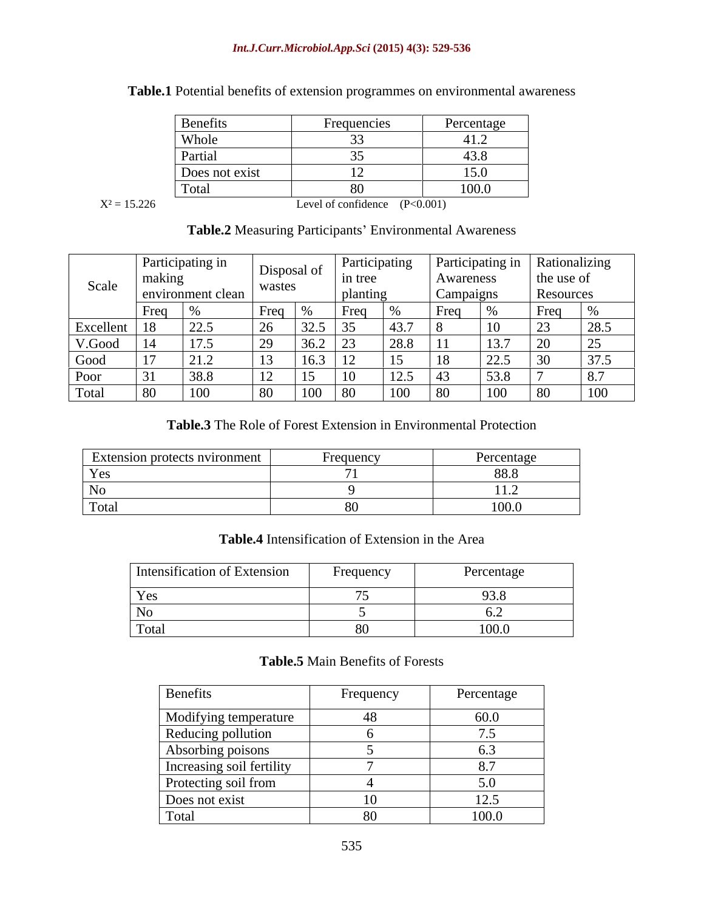**Table.1** Potential benefits of extension programmes on environmental awareness

| Benefits | Frequencies | Percentage |
|---|---|---|
| Whole | 33 | 41.2 |
| Partial | 35 | 43.8 |
| Does not exist | 12 | 15.0 |
| Total | 80 | 100.0 |

$X^2 = 15.226$ Level of confidence ($P<0.001$)

**Table.2** Measuring Participants' Environmental Awareness

| Scale | Participating in making environment clean | | Disposal of wastes | | Participating in tree planting | | Participating in Awareness Campaigns | | Rationalizing the use of Resources | |
|---|---|---|---|---|---|---|---|---|---|---|
| | Freq | % | Freq | % | Freq | % | Freq | % | Freq | % |
| Excellent | 18 | 22.5 | 26 | 32.5 | 35 | 43.7 | 8 | 10 | 23 | 28.5 |
| V.Good | 14 | 17.5 | 29 | 36.2 | 23 | 28.8 | 11 | 13.7 | 20 | 25 |
| Good | 17 | 21.2 | 13 | 16.3 | 12 | 15 | 18 | 22.5 | 30 | 37.5 |
| Poor | 31 | 38.8 | 12 | 15 | 10 | 12.5 | 43 | 53.8 | 7 | 8.7 |
| Total | 80 | 100 | 80 | 100 | 80 | 100 | 80 | 100 | 80 | 100 |

**Table.3** The Role of Forest Extension in Environmental Protection

| Extension protects nvironment | Frequency | Percentage |
|---|---|---|
| Yes | 71 | 88.8 |
| No | 9 | 11.2 |
| Total | 80 | 100.0 |

**Table.4** Intensification of Extension in the Area

| Intensification of Extension | Frequency | Percentage |
|---|---|---|
| Yes | 75 | 93.8 |
| No | 5 | 6.2 |
| Total | 80 | 100.0 |

**Table.5** Main Benefits of Forests

| Benefits | Frequency | Percentage |
|---|---|---|
| Modifying temperature | 48 | 60.0 |
| Reducing pollution | 6 | 7.5 |
| Absorbing poisons | 5 | 6.3 |
| Increasing soil fertility | 7 | 8.7 |
| Protecting soil from | 4 | 5.0 |
| Does not exist | 10 | 12.5 |
| Total | 80 | 100.0 |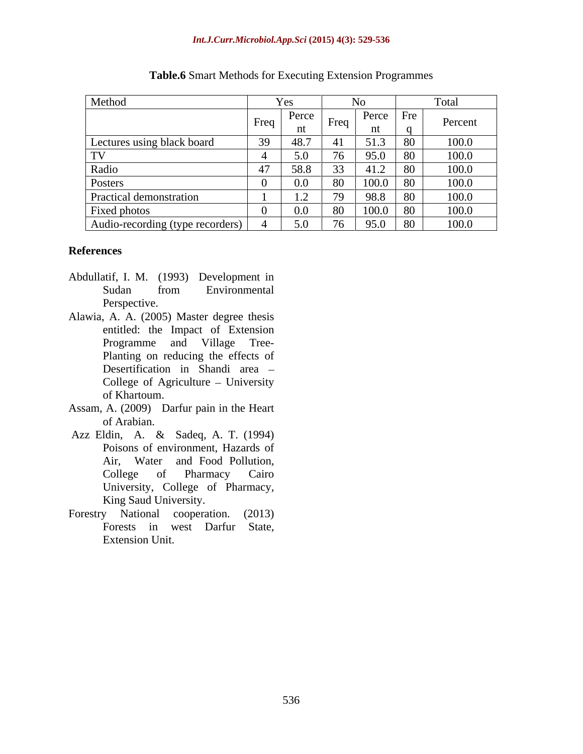**Table.6** Smart Methods for Executing Extension Programmes

| Method | Yes | | No | | Total | |
|---|---|---|---|---|---|---|
| | Freq | Percent | Freq | Percent | Freq | Percent |
| Lectures using black board | 39 | 48.7 | 41 | 51.3 | 80 | 100.0 |
| TV | 4 | 5.0 | 76 | 95.0 | 80 | 100.0 |
| Radio | 47 | 58.8 | 33 | 41.2 | 80 | 100.0 |
| Posters | 0 | 0.0 | 80 | 100.0 | 80 | 100.0 |
| Practical demonstration | 1 | 1.2 | 79 | 98.8 | 80 | 100.0 |
| Fixed photos | 0 | 0.0 | 80 | 100.0 | 80 | 100.0 |
| Audio-recording (type recorders) | 4 | 5.0 | 76 | 95.0 | 80 | 100.0 |

## References

Abdullatif, I. M. (1993) Development in Sudan from Environmental Perspective.

Alawia, A. A. (2005) Master degree thesis entitled: the Impact of Extension Programme and Village Tree-Planting on reducing the effects of Desertification in Shandi area – College of Agriculture – University of Khartoum.

Assam, A. (2009) Darfur pain in the Heart of Arabian.

Azz Eldin, A. & Sadeq, A. T. (1994) Poisons of environment, Hazards of Air, Water and Food Pollution, College of Pharmacy Cairo University, College of Pharmacy, King Saud University.

Forestry National cooperation. (2013) Forests in west Darfur State, Extension Unit.